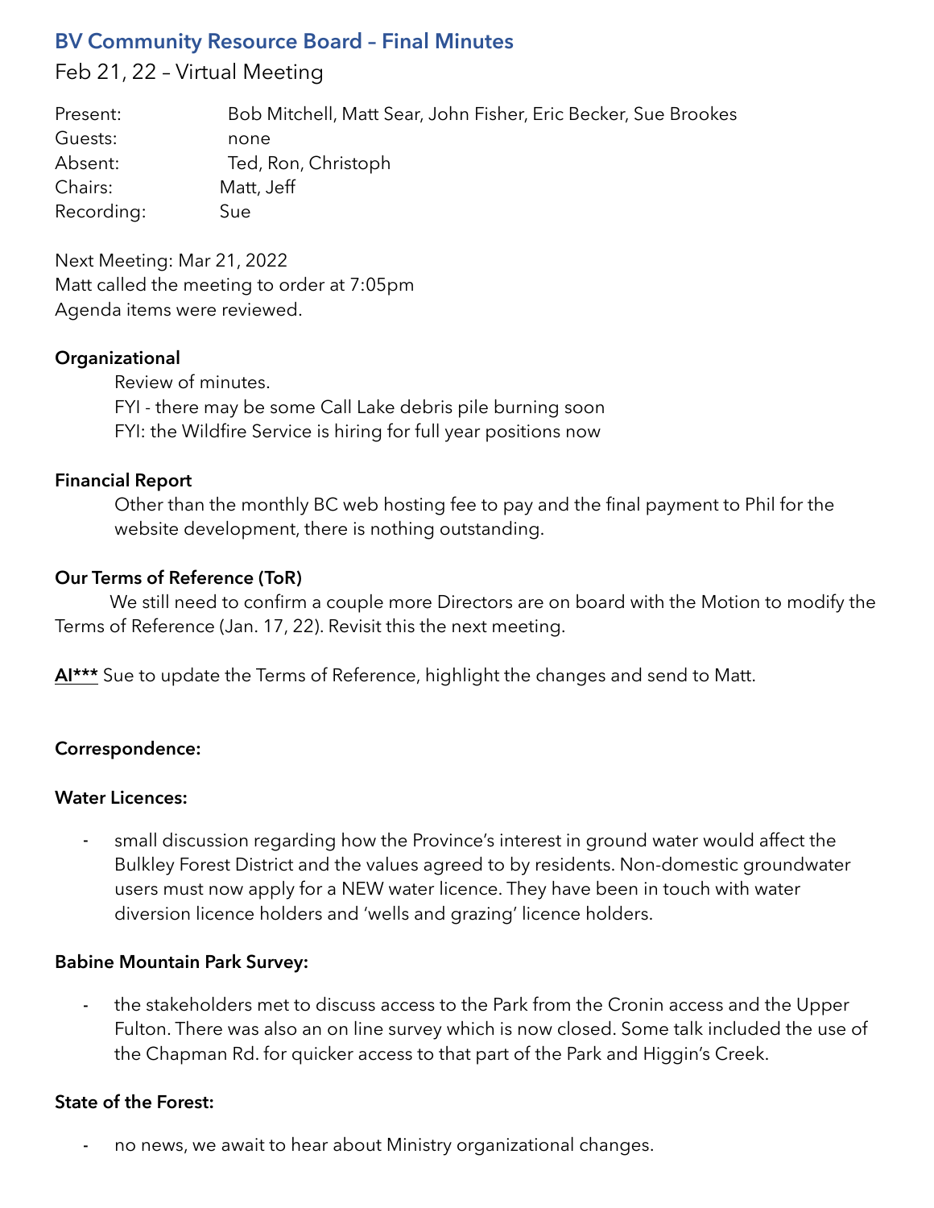## BV Community Resource Board – Final Minutes

Feb 21, 22 – Virtual Meeting

| | |
|---|---|
| Present: | Bob Mitchell, Matt Sear, John Fisher, Eric Becker, Sue Brookes |
| Guests: | none |
| Absent: | Ted, Ron, Christoph |
| Chairs: | Matt, Jeff |
| Recording: | Sue |

Next Meeting: Mar 21, 2022
Matt called the meeting to order at 7:05pm
Agenda items were reviewed.

**Organizational**

Review of minutes.
FYI - there may be some Call Lake debris pile burning soon
FYI: the Wildfire Service is hiring for full year positions now

**Financial Report**

Other than the monthly BC web hosting fee to pay and the final payment to Phil for the website development, there is nothing outstanding.

**Our Terms of Reference (ToR)**

We still need to confirm a couple more Directors are on board with the Motion to modify the Terms of Reference (Jan. 17, 22). Revisit this the next meeting.

**AI*** ** Sue to update the Terms of Reference, highlight the changes and send to Matt.

**Correspondence:**

**Water Licences:**

- small discussion regarding how the Province's interest in ground water would affect the Bulkley Forest District and the values agreed to by residents. Non-domestic groundwater users must now apply for a NEW water licence. They have been in touch with water diversion licence holders and 'wells and grazing' licence holders.

**Babine Mountain Park Survey:**

- the stakeholders met to discuss access to the Park from the Cronin access and the Upper Fulton. There was also an on line survey which is now closed. Some talk included the use of the Chapman Rd. for quicker access to that part of the Park and Higgin's Creek.

**State of the Forest:**

- no news, we await to hear about Ministry organizational changes.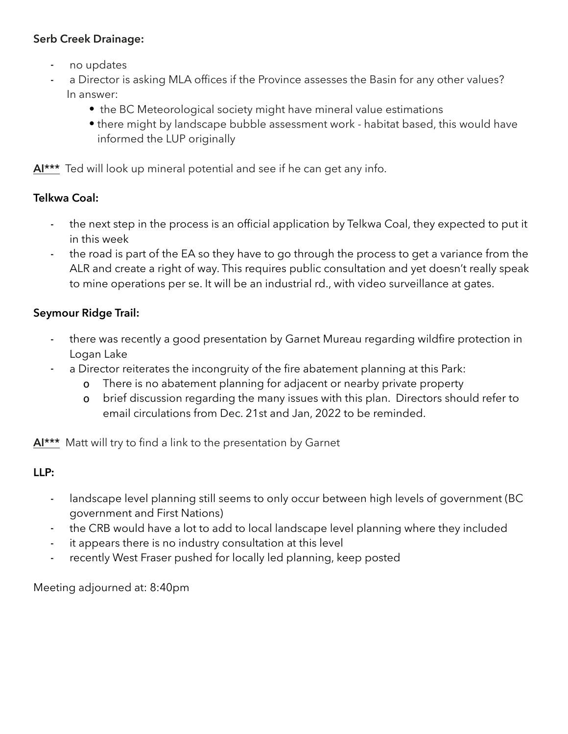**Serb Creek Drainage:**

- no updates
- a Director is asking MLA offices if the Province assesses the Basin for any other values? In answer:
  - the BC Meteorological society might have mineral value estimations
  - there might by landscape bubble assessment work - habitat based, this would have informed the LUP originally

**AI*** ** Ted will look up mineral potential and see if he can get any info.

**Telkwa Coal:**

- the next step in the process is an official application by Telkwa Coal, they expected to put it in this week
- the road is part of the EA so they have to go through the process to get a variance from the ALR and create a right of way. This requires public consultation and yet doesn't really speak to mine operations per se. It will be an industrial rd., with video surveillance at gates.

**Seymour Ridge Trail:**

- there was recently a good presentation by Garnet Mureau regarding wildfire protection in Logan Lake
- a Director reiterates the incongruity of the fire abatement planning at this Park:
  - o There is no abatement planning for adjacent or nearby private property
  - o brief discussion regarding the many issues with this plan. Directors should refer to email circulations from Dec. 21st and Jan, 2022 to be reminded.

**AI*** ** Matt will try to find a link to the presentation by Garnet

**LLP:**

- landscape level planning still seems to only occur between high levels of government (BC government and First Nations)
- the CRB would have a lot to add to local landscape level planning where they included
- it appears there is no industry consultation at this level
- recently West Fraser pushed for locally led planning, keep posted

Meeting adjourned at: 8:40pm